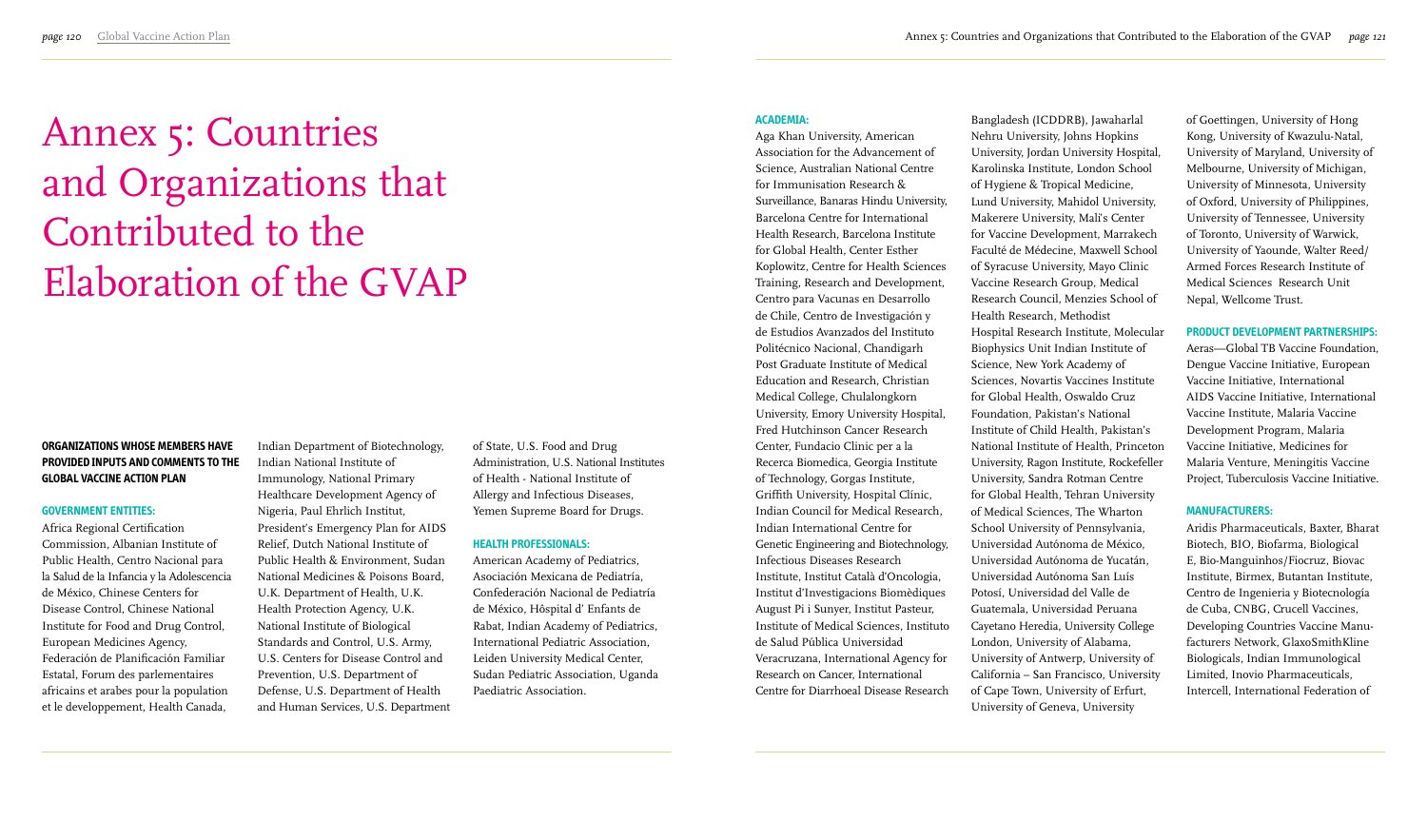# Annex 5: Countries and Organizations that Contributed to the Elaboration of the GVAP

**ORGANIZATIONS WHOSE MEMBERS HAVE PROVIDED INPUTS AND COMMENTS TO THE GLOBAL VACCINE ACTION PLAN**

**GOVERNMENT ENTITIES:**

Africa Regional Certification Commission, Albanian Institute of Public Health, Centro Nacional para la Salud de la Infancia y la Adolescencia de México, Chinese Centers for Disease Control, Chinese National Institute for Food and Drug Control, European Medicines Agency, Federación de Planificación Familiar Estatal, Forum des parlementaires africains et arabes pour la population et le developpement, Health Canada, Indian Department of Biotechnology, Indian National Institute of Immunology, National Primary Healthcare Development Agency of Nigeria, Paul Ehrlich Institut, President's Emergency Plan for AIDS Relief, Dutch National Institute of Public Health & Environment, Sudan National Medicines & Poisons Board, U.K. Department of Health, U.K. Health Protection Agency, U.K. National Institute of Biological Standards and Control, U.S. Army, U.S. Centers for Disease Control and Prevention, U.S. Department of Defense, U.S. Department of Health and Human Services, U.S. Department of State, U.S. Food and Drug Administration, U.S. National Institutes of Health - National Institute of Allergy and Infectious Diseases, Yemen Supreme Board for Drugs.

**HEALTH PROFESSIONALS:**

American Academy of Pediatrics, Asociación Mexicana de Pediatría, Confederación Nacional de Pediatría de México, Hôspital d' Enfants de Rabat, Indian Academy of Pediatrics, International Pediatric Association, Leiden University Medical Center, Sudan Pediatric Association, Uganda Paediatric Association.

**ACADEMIA:**

Aga Khan University, American Association for the Advancement of Science, Australian National Centre for Immunisation Research & Surveillance, Banaras Hindu University, Barcelona Centre for International Health Research, Barcelona Institute for Global Health, Center Esther Koplowitz, Centre for Health Sciences Training, Research and Development, Centro para Vacunas en Desarrollo de Chile, Centro de Investigación y de Estudios Avanzados del Instituto Politécnico Nacional, Chandigarh Post Graduate Institute of Medical Education and Research, Christian Medical College, Chulalongkorn University, Emory University Hospital, Fred Hutchinson Cancer Research Center, Fundacio Clinic per a la Recerca Biomedica, Georgia Institute of Technology, Gorgas Institute, Griffith University, Hospital Clínic, Indian Council for Medical Research, Indian International Centre for Genetic Engineering and Biotechnology, Infectious Diseases Research Institute, Institut Català d'Oncologia, Institut d'Investigacions Biomèdiques August Pi i Sunyer, Institut Pasteur, Institute of Medical Sciences, Instituto de Salud Pública Universidad Veracruzana, International Agency for Research on Cancer, International Centre for Diarrhoeal Disease Research Bangladesh (ICDDRB), Jawaharlal Nehru University, Johns Hopkins University, Jordan University Hospital, Karolinska Institute, London School of Hygiene & Tropical Medicine, Lund University, Mahidol University, Makerere University, Mali's Center for Vaccine Development, Marrakech Faculté de Médecine, Maxwell School of Syracuse University, Mayo Clinic Vaccine Research Group, Medical Research Council, Menzies School of Health Research, Methodist Hospital Research Institute, Molecular Biophysics Unit Indian Institute of Science, New York Academy of Sciences, Novartis Vaccines Institute for Global Health, Oswaldo Cruz Foundation, Pakistan's National Institute of Child Health, Pakistan's National Institute of Health, Princeton University, Ragon Institute, Rockefeller University, Sandra Rotman Centre for Global Health, Tehran University of Medical Sciences, The Wharton School University of Pennsylvania, Universidad Autónoma de México, Universidad Autónoma de Yucatán, Universidad Autónoma San Luís Potosí, Universidad del Valle de Guatemala, Universidad Peruana Cayetano Heredia, University College London, University of Alabama, University of Antwerp, University of California – San Francisco, University of Cape Town, University of Erfurt, University of Geneva, University of Goettingen, University of Hong Kong, University of Kwazulu-Natal, University of Maryland, University of Melbourne, University of Michigan, University of Minnesota, University of Oxford, University of Philippines, University of Tennessee, University of Toronto, University of Warwick, University of Yaounde, Walter Reed/Armed Forces Research Institute of Medical Sciences Research Unit Nepal, Wellcome Trust.

**PRODUCT DEVELOPMENT PARTNERSHIPS:**

Aeras—Global TB Vaccine Foundation, Dengue Vaccine Initiative, European Vaccine Initiative, International AIDS Vaccine Initiative, International Vaccine Institute, Malaria Vaccine Development Program, Malaria Vaccine Initiative, Medicines for Malaria Venture, Meningitis Vaccine Project, Tuberculosis Vaccine Initiative.

**MANUFACTURERS:**

Aridis Pharmaceuticals, Baxter, Bharat Biotech, BIO, Biofarma, Biological E, Bio-Manguinhos/Fiocruz, Biovac Institute, Birmex, Butantan Institute, Centro de Ingenieria y Biotecnología de Cuba, CNBG, Crucell Vaccines, Developing Countries Vaccine Manufacturers Network, GlaxoSmithKline Biologicals, Indian Immunological Limited, Inovio Pharmaceuticals, Intercell, International Federation of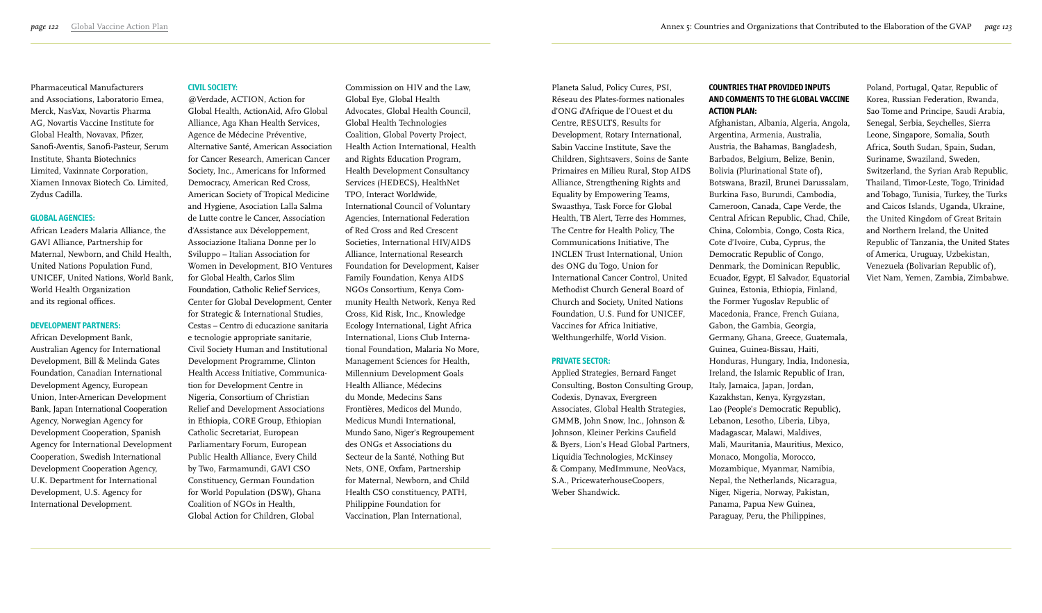Pharmaceutical Manufacturers and Associations, Laboratorio Emea, Merck, NasVax, Novartis Pharma AG, Novartis Vaccine Institute for Global Health, Novavax, Pfizer, Sanofi-Aventis, Sanofi-Pasteur, Serum Institute, Shanta Biotechnics Limited, Vaxinnate Corporation, Xiamen Innovax Biotech Co. Limited, Zydus Cadilla.

### GLOBAL AGENCIES:

African Leaders Malaria Alliance, the GAVI Alliance, Partnership for Maternal, Newborn, and Child Health, United Nations Population Fund, UNICEF, United Nations, World Bank, World Health Organization and its regional offices.

### DEVELOPMENT PARTNERS:

African Development Bank, Australian Agency for International Development, Bill & Melinda Gates Foundation, Canadian International Development Agency, European Union, Inter-American Development Bank, Japan International Cooperation Agency, Norwegian Agency for Development Cooperation, Spanish Agency for International Development Cooperation, Swedish International Development Cooperation Agency, U.K. Department for International Development, U.S. Agency for International Development.

### CIVIL SOCIETY:

@Verdade, ACTION, Action for Global Health, ActionAid, Afro Global Alliance, Aga Khan Health Services, Agence de Médecine Préventive, Alternative Santé, American Association for Cancer Research, American Cancer Society, Inc., Americans for Informed Democracy, American Red Cross, American Society of Tropical Medicine and Hygiene, Asociation Lalla Salma de Lutte contre le Cancer, Association d'Assistance aux Développement, Associazione Italiana Donne per lo Sviluppo – Italian Association for Women in Development, BIO Ventures for Global Health, Carlos Slim Foundation, Catholic Relief Services, Center for Global Development, Center for Strategic & International Studies, Cestas – Centro di educazione sanitaria e tecnologie appropriate sanitarie, Civil Society Human and Institutional Development Programme, Clinton Health Access Initiative, Communication for Development Centre in Nigeria, Consortium of Christian Relief and Development Associations in Ethiopia, CORE Group, Ethiopian Catholic Secretariat, European Parliamentary Forum, European Public Health Alliance, Every Child by Two, Farmamundi, GAVI CSO Constituency, German Foundation for World Population (DSW), Ghana Coalition of NGOs in Health, Global Action for Children, Global Commission on HIV and the Law, Global Eye, Global Health Advocates, Global Health Council, Global Health Technologies Coalition, Global Poverty Project, Health Action International, Health and Rights Education Program, Health Development Consultancy Services (HEDECS), HealthNet TPO, Interact Worldwide, International Council of Voluntary Agencies, International Federation of Red Cross and Red Crescent Societies, International HIV/AIDS Alliance, International Research Foundation for Development, Kaiser Family Foundation, Kenya AIDS NGOs Consortium, Kenya Community Health Network, Kenya Red Cross, Kid Risk, Inc., Knowledge Ecology International, Light Africa International, Lions Club International Foundation, Malaria No More, Management Sciences for Health, Millennium Development Goals Health Alliance, Médecins du Monde, Medecins Sans Frontières, Medicos del Mundo, Medicus Mundi International, Mundo Sano, Niger's Regroupement des ONGs et Associations du Secteur de la Santé, Nothing But Nets, ONE, Oxfam, Partnership for Maternal, Newborn, and Child Health CSO constituency, PATH, Philippine Foundation for Vaccination, Plan International, Planeta Salud, Policy Cures, PSI, Réseau des Plates-formes nationales d'ONG d'Afrique de l'Ouest et du Centre, RESULTS, Results for Development, Rotary International, Sabin Vaccine Institute, Save the Children, Sightsavers, Soins de Sante Primaires en Milieu Rural, Stop AIDS Alliance, Strengthening Rights and Equality by Empowering Teams, Swaasthya, Task Force for Global Health, TB Alert, Terre des Hommes, The Centre for Health Policy, The Communications Initiative, The INCLEN Trust International, Union des ONG du Togo, Union for International Cancer Control, United Methodist Church General Board of Church and Society, United Nations Foundation, U.S. Fund for UNICEF, Vaccines for Africa Initiative, Welthungerhilfe, World Vision.

### PRIVATE SECTOR:

Applied Strategies, Bernard Fanget Consulting, Boston Consulting Group, Codexis, Dynavax, Evergreen Associates, Global Health Strategies, GMMB, John Snow, Inc., Johnson & Johnson, Kleiner Perkins Caufield & Byers, Lion's Head Global Partners, Liquidia Technologies, McKinsey & Company, MedImmune, NeoVacs, S.A., PricewaterhouseCoopers, Weber Shandwick.

### COUNTRIES THAT PROVIDED INPUTS AND COMMENTS TO THE GLOBAL VACCINE ACTION PLAN:

Afghanistan, Albania, Algeria, Angola, Argentina, Armenia, Australia, Austria, the Bahamas, Bangladesh, Barbados, Belgium, Belize, Benin, Bolivia (Plurinational State of), Botswana, Brazil, Brunei Darussalam, Burkina Faso, Burundi, Cambodia, Cameroon, Canada, Cape Verde, the Central African Republic, Chad, Chile, China, Colombia, Congo, Costa Rica, Cote d'Ivoire, Cuba, Cyprus, the Democratic Republic of Congo, Denmark, the Dominican Republic, Ecuador, Egypt, El Salvador, Equatorial Guinea, Estonia, Ethiopia, Finland, the Former Yugoslav Republic of Macedonia, France, French Guiana, Gabon, the Gambia, Georgia, Germany, Ghana, Greece, Guatemala, Guinea, Guinea-Bissau, Haiti, Honduras, Hungary, India, Indonesia, Ireland, the Islamic Republic of Iran, Italy, Jamaica, Japan, Jordan, Kazakhstan, Kenya, Kyrgyzstan, Lao (People's Democratic Republic), Lebanon, Lesotho, Liberia, Libya, Madagascar, Malawi, Maldives, Mali, Mauritania, Mauritius, Mexico, Monaco, Mongolia, Morocco, Mozambique, Myanmar, Namibia, Nepal, the Netherlands, Nicaragua, Niger, Nigeria, Norway, Pakistan, Panama, Papua New Guinea, Paraguay, Peru, the Philippines, Poland, Portugal, Qatar, Republic of Korea, Russian Federation, Rwanda, Sao Tome and Principe, Saudi Arabia, Senegal, Serbia, Seychelles, Sierra Leone, Singapore, Somalia, South Africa, South Sudan, Spain, Sudan, Suriname, Swaziland, Sweden, Switzerland, the Syrian Arab Republic, Thailand, Timor-Leste, Togo, Trinidad and Tobago, Tunisia, Turkey, the Turks and Caicos Islands, Uganda, Ukraine, the United Kingdom of Great Britain and Northern Ireland, the United Republic of Tanzania, the United States of America, Uruguay, Uzbekistan, Venezuela (Bolivarian Republic of), Viet Nam, Yemen, Zambia, Zimbabwe.